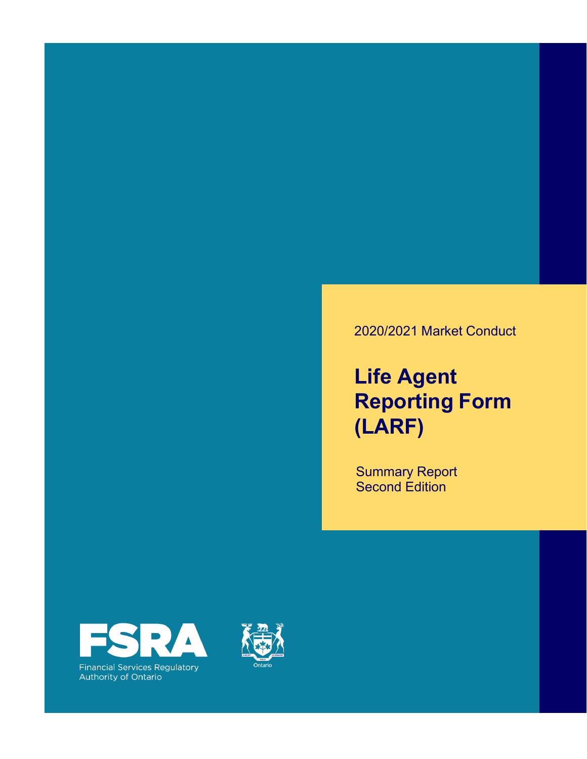2020/2021 Market Conduct

# Life Agent Reporting Form (LARF)

Summary Report
Second Edition

FSRA
Financial Services Regulatory Authority of Ontario

Ontario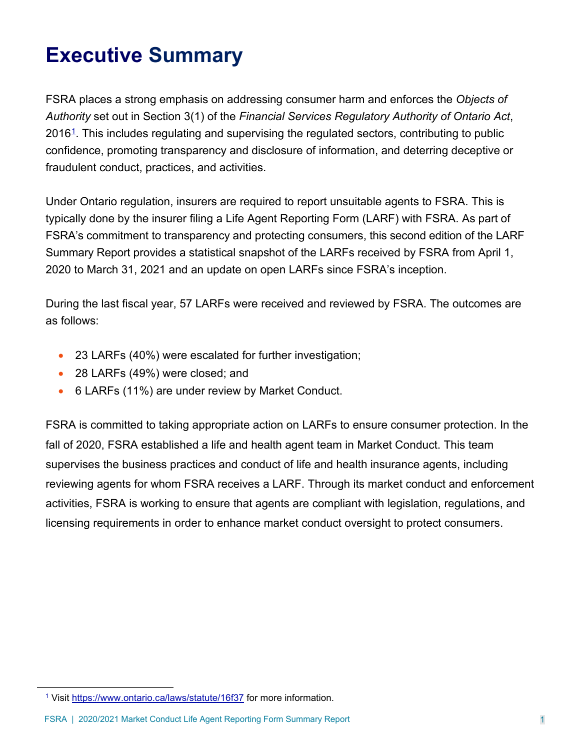# Executive Summary

FSRA places a strong emphasis on addressing consumer harm and enforces the *Objects of Authority* set out in Section 3(1) of the *Financial Services Regulatory Authority of Ontario Act*, 2016[1]. This includes regulating and supervising the regulated sectors, contributing to public confidence, promoting transparency and disclosure of information, and deterring deceptive or fraudulent conduct, practices, and activities.

Under Ontario regulation, insurers are required to report unsuitable agents to FSRA. This is typically done by the insurer filing a Life Agent Reporting Form (LARF) with FSRA. As part of FSRA's commitment to transparency and protecting consumers, this second edition of the LARF Summary Report provides a statistical snapshot of the LARFs received by FSRA from April 1, 2020 to March 31, 2021 and an update on open LARFs since FSRA's inception.

During the last fiscal year, 57 LARFs were received and reviewed by FSRA. The outcomes are as follows:

- 23 LARFs (40%) were escalated for further investigation;
- 28 LARFs (49%) were closed; and
- 6 LARFs (11%) are under review by Market Conduct.

FSRA is committed to taking appropriate action on LARFs to ensure consumer protection. In the fall of 2020, FSRA established a life and health agent team in Market Conduct. This team supervises the business practices and conduct of life and health insurance agents, including reviewing agents for whom FSRA receives a LARF. Through its market conduct and enforcement activities, FSRA is working to ensure that agents are compliant with legislation, regulations, and licensing requirements in order to enhance market conduct oversight to protect consumers.

[1] Visit https://www.ontario.ca/laws/statute/16f37 for more information.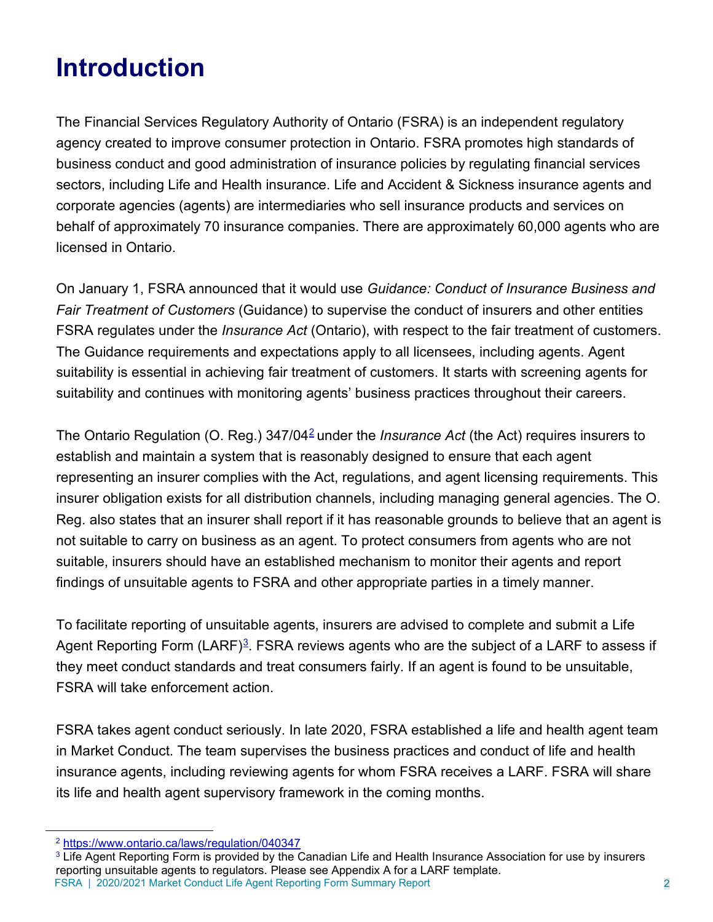# Introduction

The Financial Services Regulatory Authority of Ontario (FSRA) is an independent regulatory agency created to improve consumer protection in Ontario. FSRA promotes high standards of business conduct and good administration of insurance policies by regulating financial services sectors, including Life and Health insurance. Life and Accident & Sickness insurance agents and corporate agencies (agents) are intermediaries who sell insurance products and services on behalf of approximately 70 insurance companies. There are approximately 60,000 agents who are licensed in Ontario.

On January 1, FSRA announced that it would use *Guidance: Conduct of Insurance Business and Fair Treatment of Customers* (Guidance) to supervise the conduct of insurers and other entities FSRA regulates under the *Insurance Act* (Ontario), with respect to the fair treatment of customers. The Guidance requirements and expectations apply to all licensees, including agents. Agent suitability is essential in achieving fair treatment of customers. It starts with screening agents for suitability and continues with monitoring agents' business practices throughout their careers.

The Ontario Regulation (O. Reg.) 347/04[2] under the *Insurance Act* (the Act) requires insurers to establish and maintain a system that is reasonably designed to ensure that each agent representing an insurer complies with the Act, regulations, and agent licensing requirements. This insurer obligation exists for all distribution channels, including managing general agencies. The O. Reg. also states that an insurer shall report if it has reasonable grounds to believe that an agent is not suitable to carry on business as an agent. To protect consumers from agents who are not suitable, insurers should have an established mechanism to monitor their agents and report findings of unsuitable agents to FSRA and other appropriate parties in a timely manner.

To facilitate reporting of unsuitable agents, insurers are advised to complete and submit a Life Agent Reporting Form (LARF)[3]. FSRA reviews agents who are the subject of a LARF to assess if they meet conduct standards and treat consumers fairly. If an agent is found to be unsuitable, FSRA will take enforcement action.

FSRA takes agent conduct seriously. In late 2020, FSRA established a life and health agent team in Market Conduct. The team supervises the business practices and conduct of life and health insurance agents, including reviewing agents for whom FSRA receives a LARF. FSRA will share its life and health agent supervisory framework in the coming months.

---

[2] https://www.ontario.ca/laws/regulation/040347

[3] Life Agent Reporting Form is provided by the Canadian Life and Health Insurance Association for use by insurers reporting unsuitable agents to regulators. Please see Appendix A for a LARF template.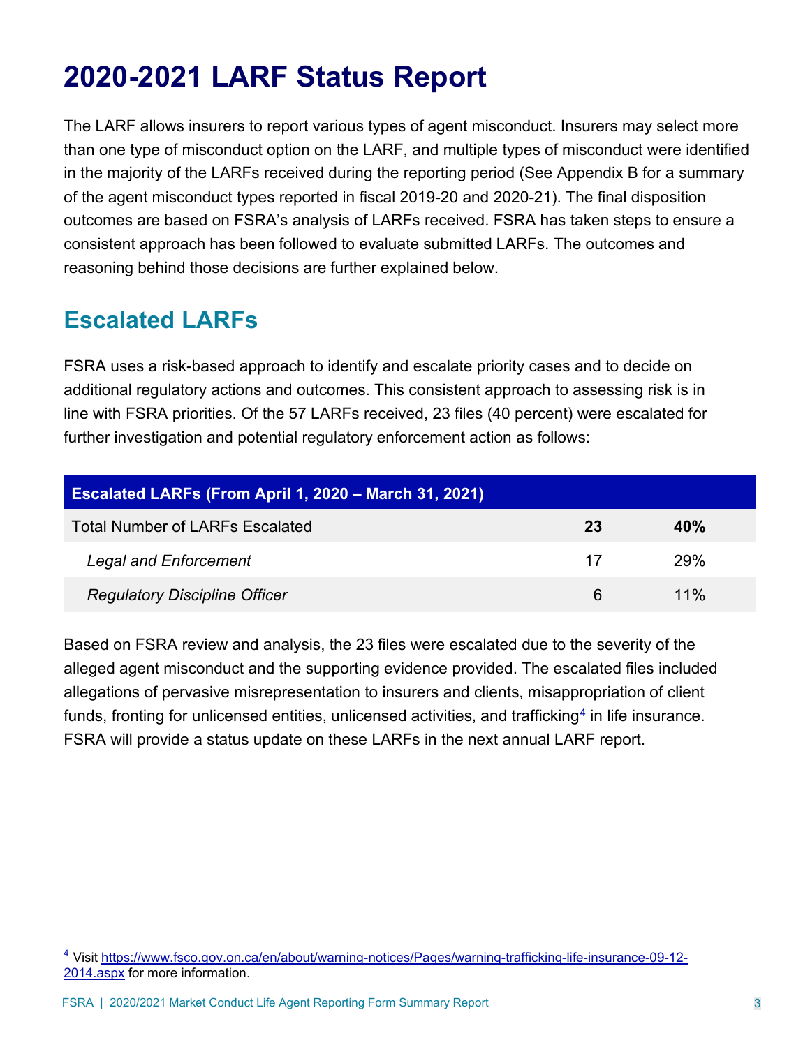# 2020-2021 LARF Status Report

The LARF allows insurers to report various types of agent misconduct. Insurers may select more than one type of misconduct option on the LARF, and multiple types of misconduct were identified in the majority of the LARFs received during the reporting period (See Appendix B for a summary of the agent misconduct types reported in fiscal 2019-20 and 2020-21). The final disposition outcomes are based on FSRA's analysis of LARFs received. FSRA has taken steps to ensure a consistent approach has been followed to evaluate submitted LARFs. The outcomes and reasoning behind those decisions are further explained below.

## Escalated LARFs

FSRA uses a risk-based approach to identify and escalate priority cases and to decide on additional regulatory actions and outcomes. This consistent approach to assessing risk is in line with FSRA priorities. Of the 57 LARFs received, 23 files (40 percent) were escalated for further investigation and potential regulatory enforcement action as follows:

| Escalated LARFs (From April 1, 2020 – March 31, 2021) | | |
|---|---|---|
| Total Number of LARFs Escalated | **23** | **40%** |
| *Legal and Enforcement* | 17 | 29% |
| *Regulatory Discipline Officer* | 6 | 11% |

Based on FSRA review and analysis, the 23 files were escalated due to the severity of the alleged agent misconduct and the supporting evidence provided. The escalated files included allegations of pervasive misrepresentation to insurers and clients, misappropriation of client funds, fronting for unlicensed entities, unlicensed activities, and trafficking[4] in life insurance. FSRA will provide a status update on these LARFs in the next annual LARF report.

[4] Visit https://www.fsco.gov.on.ca/en/about/warning-notices/Pages/warning-trafficking-life-insurance-09-12-2014.aspx for more information.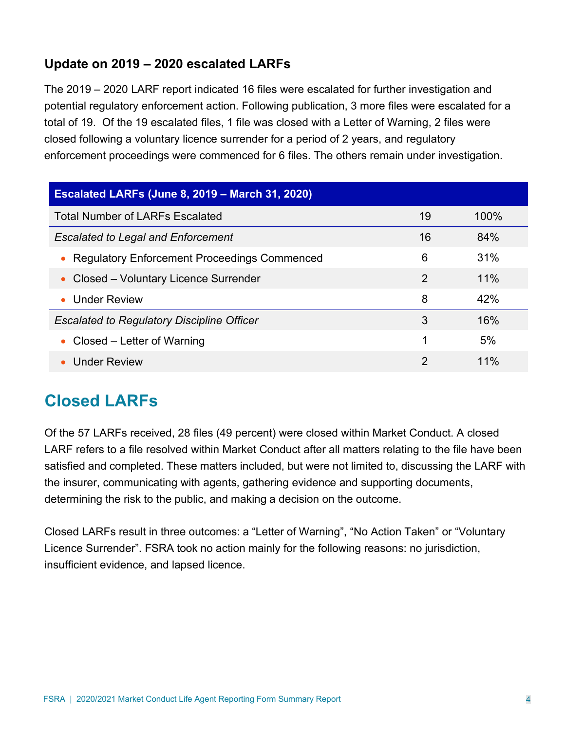### Update on 2019 – 2020 escalated LARFs

The 2019 – 2020 LARF report indicated 16 files were escalated for further investigation and potential regulatory enforcement action. Following publication, 3 more files were escalated for a total of 19. Of the 19 escalated files, 1 file was closed with a Letter of Warning, 2 files were closed following a voluntary licence surrender for a period of 2 years, and regulatory enforcement proceedings were commenced for 6 files. The others remain under investigation.

| Escalated LARFs (June 8, 2019 – March 31, 2020) | | |
|---|---|---|
| Total Number of LARFs Escalated | 19 | 100% |
| *Escalated to Legal and Enforcement* | 16 | 84% |
| • Regulatory Enforcement Proceedings Commenced | 6 | 31% |
| • Closed – Voluntary Licence Surrender | 2 | 11% |
| • Under Review | 8 | 42% |
| *Escalated to Regulatory Discipline Officer* | 3 | 16% |
| • Closed – Letter of Warning | 1 | 5% |
| • Under Review | 2 | 11% |

## Closed LARFs

Of the 57 LARFs received, 28 files (49 percent) were closed within Market Conduct. A closed LARF refers to a file resolved within Market Conduct after all matters relating to the file have been satisfied and completed. These matters included, but were not limited to, discussing the LARF with the insurer, communicating with agents, gathering evidence and supporting documents, determining the risk to the public, and making a decision on the outcome.

Closed LARFs result in three outcomes: a "Letter of Warning", "No Action Taken" or "Voluntary Licence Surrender". FSRA took no action mainly for the following reasons: no jurisdiction, insufficient evidence, and lapsed licence.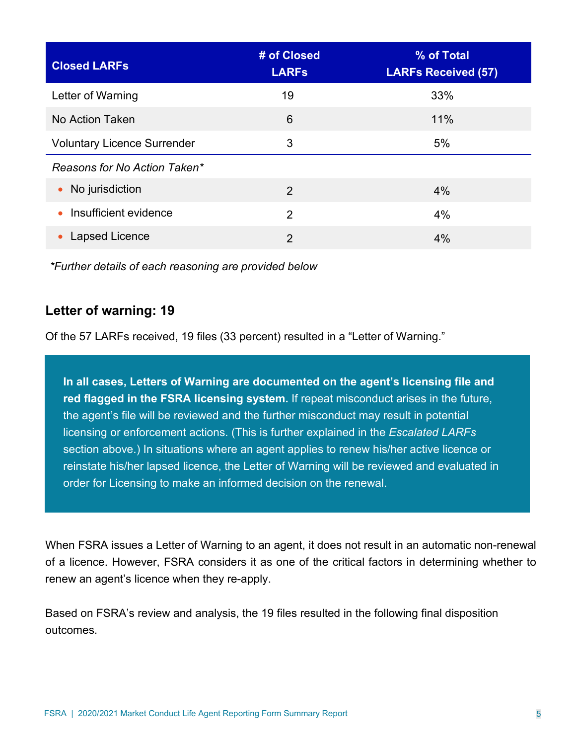| Closed LARFs | # of Closed LARFs | % of Total LARFs Received (57) |
| --- | --- | --- |
| Letter of Warning | 19 | 33% |
| No Action Taken | 6 | 11% |
| Voluntary Licence Surrender | 3 | 5% |
| *Reasons for No Action Taken** | | |
| • No jurisdiction | 2 | 4% |
| • Insufficient evidence | 2 | 4% |
| • Lapsed Licence | 2 | 4% |

*\*Further details of each reasoning are provided below*

## Letter of warning: 19

Of the 57 LARFs received, 19 files (33 percent) resulted in a "Letter of Warning."

> **In all cases, Letters of Warning are documented on the agent's licensing file and red flagged in the FSRA licensing system.** If repeat misconduct arises in the future, the agent's file will be reviewed and the further misconduct may result in potential licensing or enforcement actions. (This is further explained in the *Escalated LARFs* section above.) In situations where an agent applies to renew his/her active licence or reinstate his/her lapsed licence, the Letter of Warning will be reviewed and evaluated in order for Licensing to make an informed decision on the renewal.

When FSRA issues a Letter of Warning to an agent, it does not result in an automatic non-renewal of a licence. However, FSRA considers it as one of the critical factors in determining whether to renew an agent's licence when they re-apply.

Based on FSRA's review and analysis, the 19 files resulted in the following final disposition outcomes.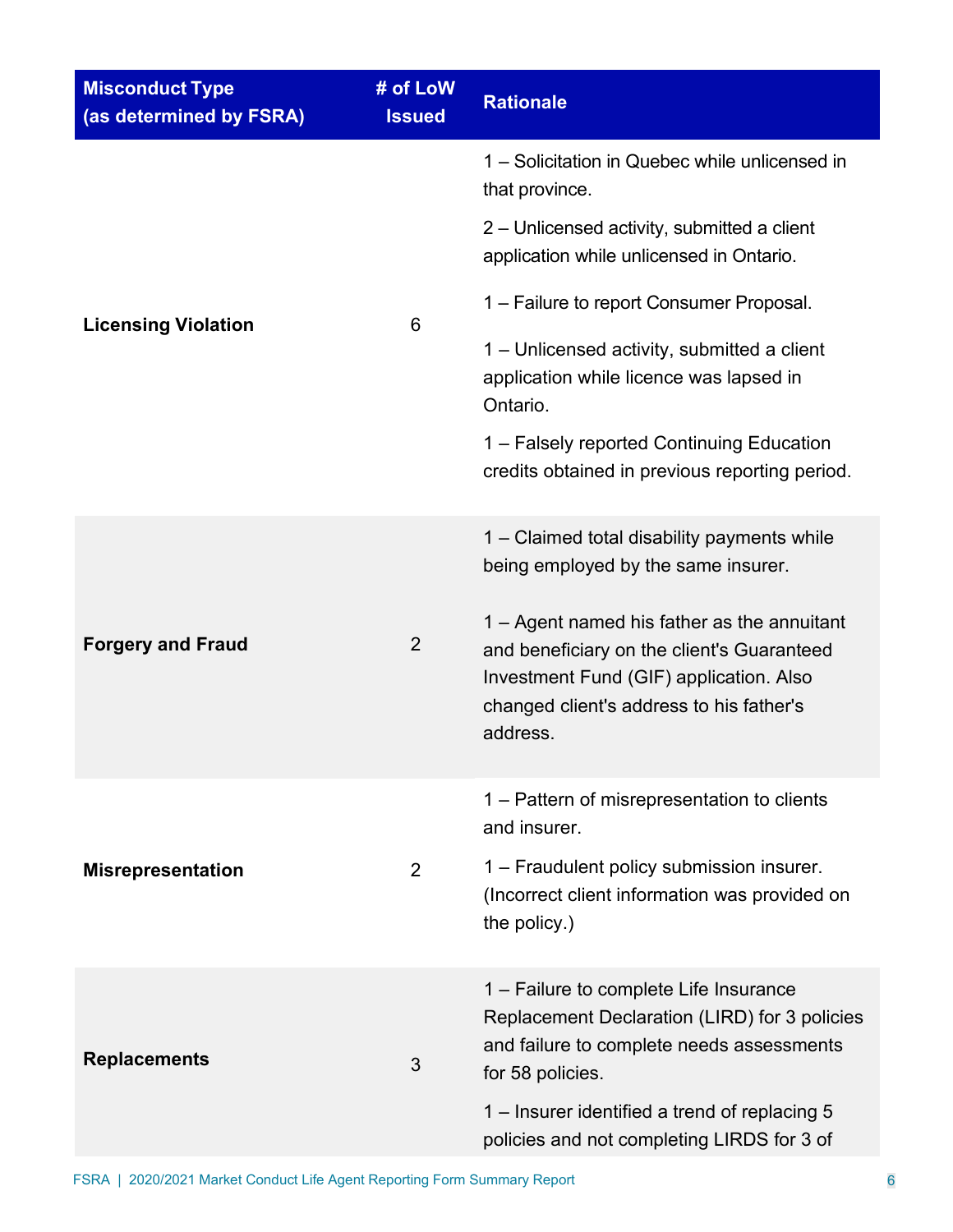| Misconduct Type (as determined by FSRA) | # of LoW Issued | Rationale |
| --- | --- | --- |
| **Licensing Violation** | 6 | 1 – Solicitation in Quebec while unlicensed in that province.<br><br>2 – Unlicensed activity, submitted a client application while unlicensed in Ontario.<br><br>1 – Failure to report Consumer Proposal.<br><br>1 – Unlicensed activity, submitted a client application while licence was lapsed in Ontario.<br><br>1 – Falsely reported Continuing Education credits obtained in previous reporting period. |
| **Forgery and Fraud** | 2 | 1 – Claimed total disability payments while being employed by the same insurer.<br><br>1 – Agent named his father as the annuitant and beneficiary on the client's Guaranteed Investment Fund (GIF) application. Also changed client's address to his father's address. |
| **Misrepresentation** | 2 | 1 – Pattern of misrepresentation to clients and insurer.<br><br>1 – Fraudulent policy submission insurer. (Incorrect client information was provided on the policy.) |
| **Replacements** | 3 | 1 – Failure to complete Life Insurance Replacement Declaration (LIRD) for 3 policies and failure to complete needs assessments for 58 policies.<br><br>1 – Insurer identified a trend of replacing 5 policies and not completing LIRDS for 3 of |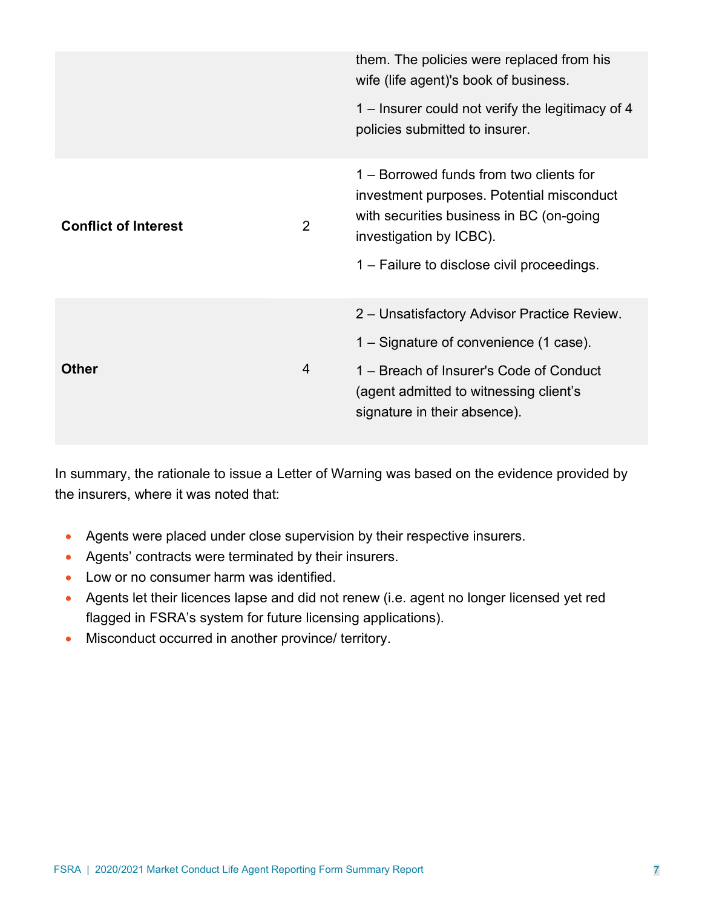| | | |
|---|---|---|
| | | them. The policies were replaced from his wife (life agent)'s book of business.<br><br>1 – Insurer could not verify the legitimacy of 4 policies submitted to insurer. |
| **Conflict of Interest** | 2 | 1 – Borrowed funds from two clients for investment purposes. Potential misconduct with securities business in BC (on-going investigation by ICBC).<br><br>1 – Failure to disclose civil proceedings. |
| **Other** | 4 | 2 – Unsatisfactory Advisor Practice Review.<br><br>1 – Signature of convenience (1 case).<br><br>1 – Breach of Insurer's Code of Conduct (agent admitted to witnessing client's signature in their absence). |

In summary, the rationale to issue a Letter of Warning was based on the evidence provided by the insurers, where it was noted that:

- Agents were placed under close supervision by their respective insurers.
- Agents' contracts were terminated by their insurers.
- Low or no consumer harm was identified.
- Agents let their licences lapse and did not renew (i.e. agent no longer licensed yet red flagged in FSRA's system for future licensing applications).
- Misconduct occurred in another province/ territory.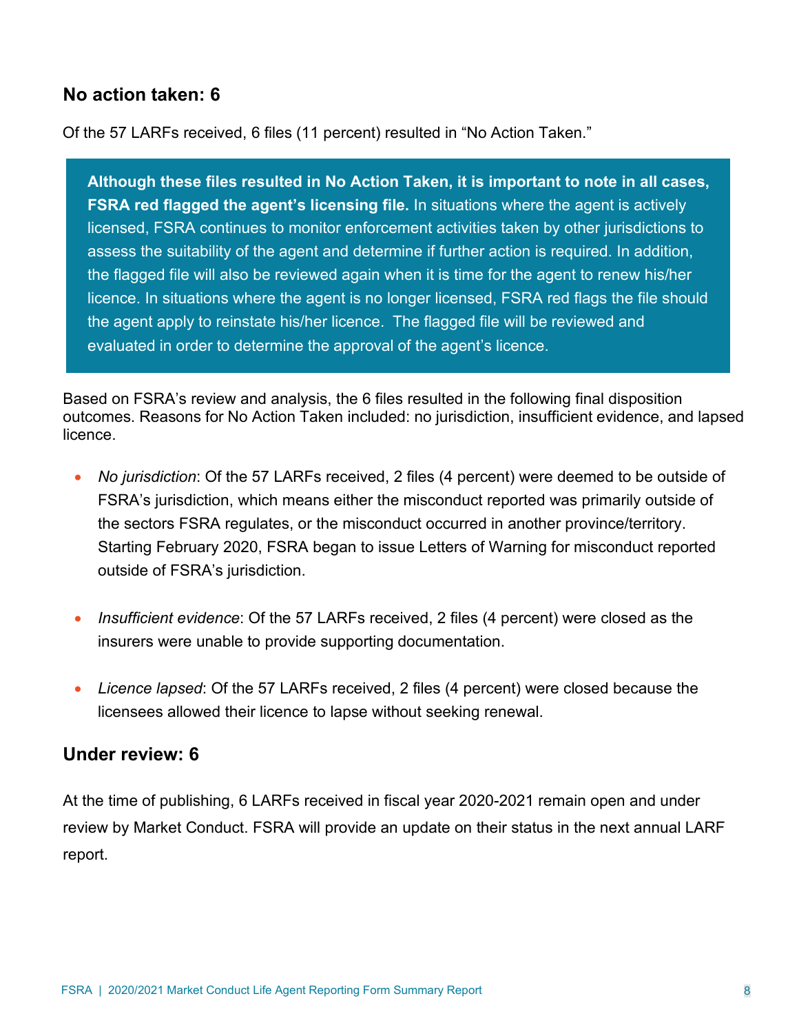## No action taken: 6

Of the 57 LARFs received, 6 files (11 percent) resulted in "No Action Taken."

> **Although these files resulted in No Action Taken, it is important to note in all cases, FSRA red flagged the agent's licensing file.** In situations where the agent is actively licensed, FSRA continues to monitor enforcement activities taken by other jurisdictions to assess the suitability of the agent and determine if further action is required. In addition, the flagged file will also be reviewed again when it is time for the agent to renew his/her licence. In situations where the agent is no longer licensed, FSRA red flags the file should the agent apply to reinstate his/her licence. The flagged file will be reviewed and evaluated in order to determine the approval of the agent's licence.

Based on FSRA's review and analysis, the 6 files resulted in the following final disposition outcomes. Reasons for No Action Taken included: no jurisdiction, insufficient evidence, and lapsed licence.

- *No jurisdiction*: Of the 57 LARFs received, 2 files (4 percent) were deemed to be outside of FSRA's jurisdiction, which means either the misconduct reported was primarily outside of the sectors FSRA regulates, or the misconduct occurred in another province/territory. Starting February 2020, FSRA began to issue Letters of Warning for misconduct reported outside of FSRA's jurisdiction.
- *Insufficient evidence*: Of the 57 LARFs received, 2 files (4 percent) were closed as the insurers were unable to provide supporting documentation.
- *Licence lapsed*: Of the 57 LARFs received, 2 files (4 percent) were closed because the licensees allowed their licence to lapse without seeking renewal.

## Under review: 6

At the time of publishing, 6 LARFs received in fiscal year 2020-2021 remain open and under review by Market Conduct. FSRA will provide an update on their status in the next annual LARF report.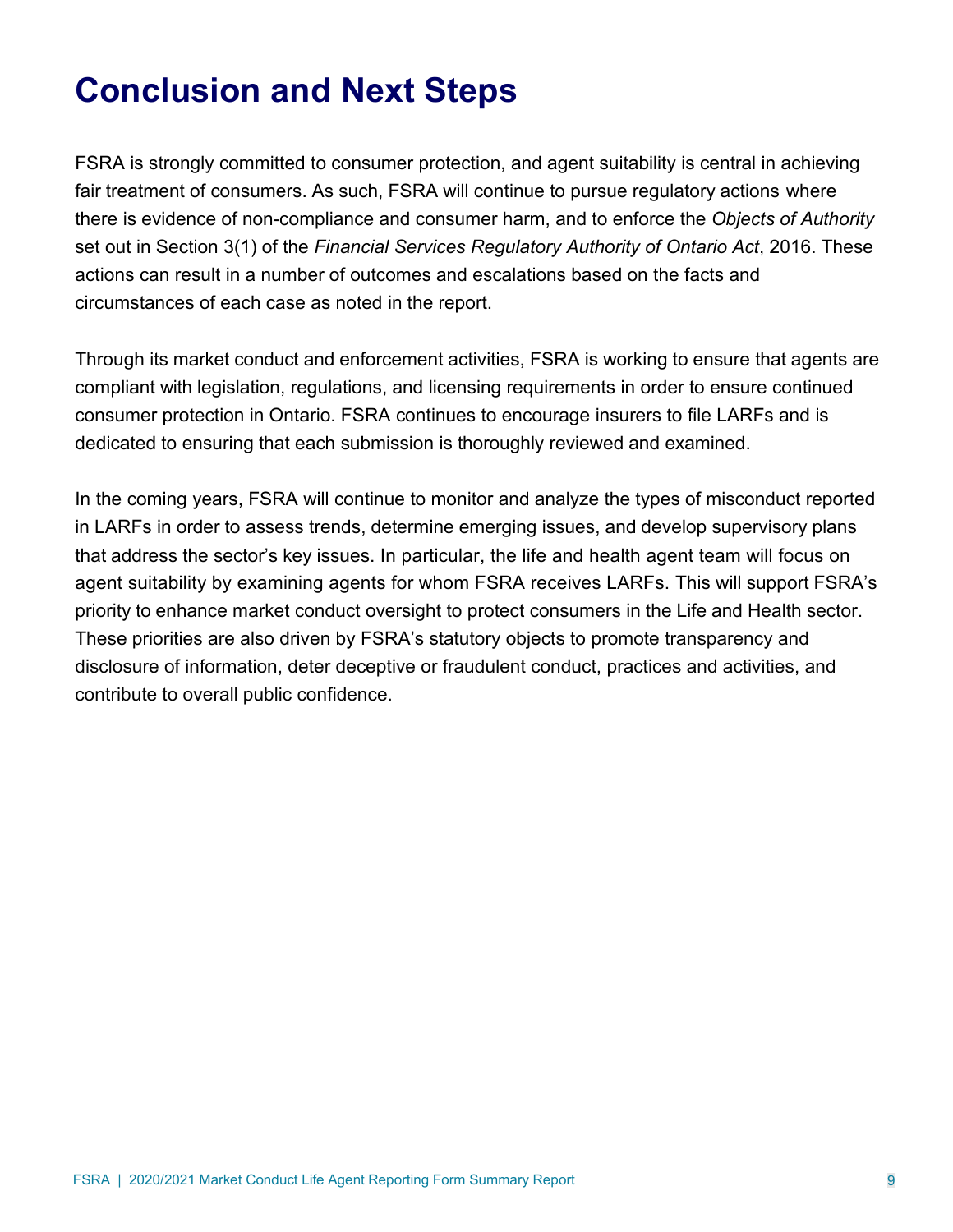# Conclusion and Next Steps

FSRA is strongly committed to consumer protection, and agent suitability is central in achieving fair treatment of consumers. As such, FSRA will continue to pursue regulatory actions where there is evidence of non-compliance and consumer harm, and to enforce the *Objects of Authority* set out in Section 3(1) of the *Financial Services Regulatory Authority of Ontario Act*, 2016. These actions can result in a number of outcomes and escalations based on the facts and circumstances of each case as noted in the report.

Through its market conduct and enforcement activities, FSRA is working to ensure that agents are compliant with legislation, regulations, and licensing requirements in order to ensure continued consumer protection in Ontario. FSRA continues to encourage insurers to file LARFs and is dedicated to ensuring that each submission is thoroughly reviewed and examined.

In the coming years, FSRA will continue to monitor and analyze the types of misconduct reported in LARFs in order to assess trends, determine emerging issues, and develop supervisory plans that address the sector's key issues. In particular, the life and health agent team will focus on agent suitability by examining agents for whom FSRA receives LARFs. This will support FSRA's priority to enhance market conduct oversight to protect consumers in the Life and Health sector. These priorities are also driven by FSRA's statutory objects to promote transparency and disclosure of information, deter deceptive or fraudulent conduct, practices and activities, and contribute to overall public confidence.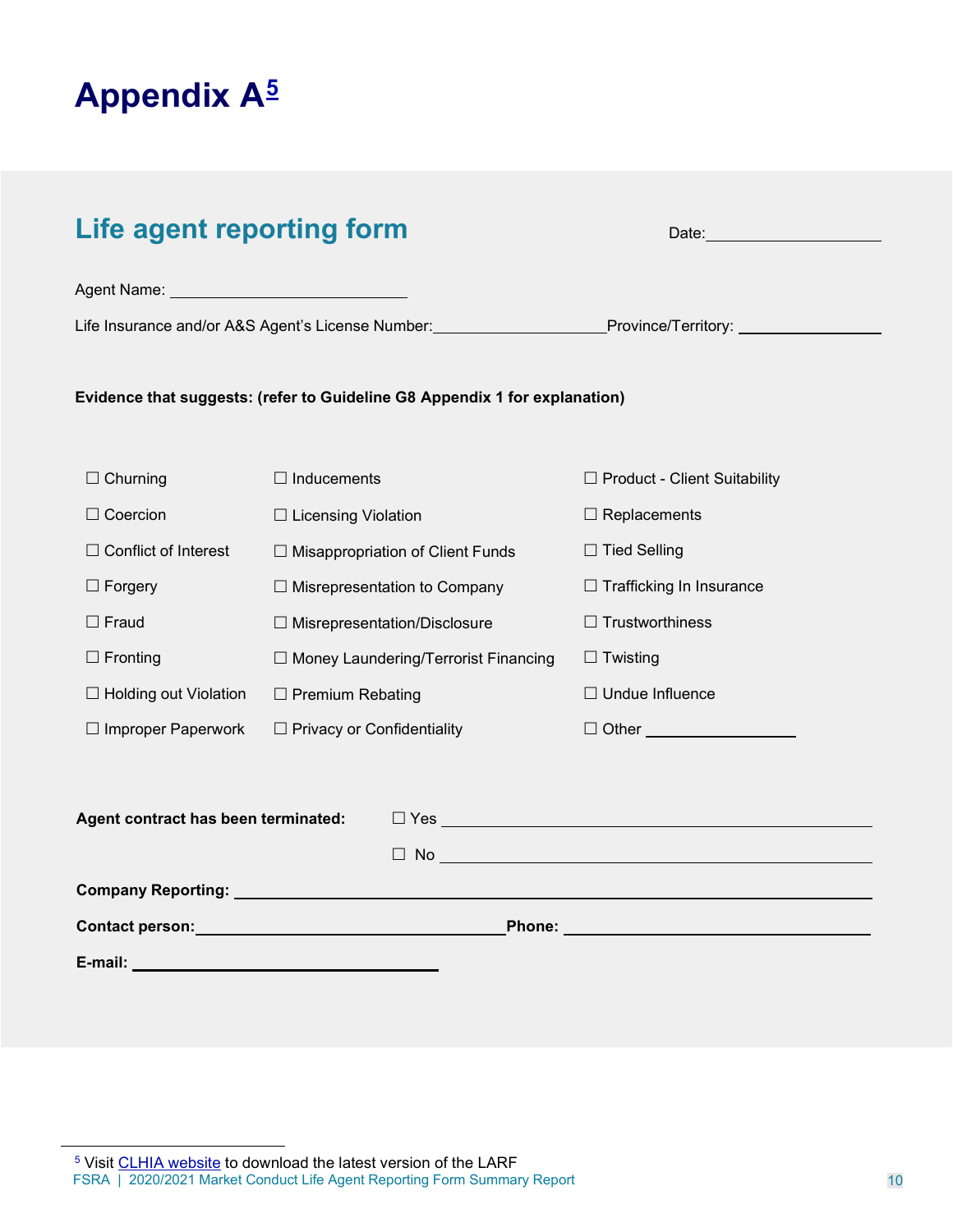# Appendix A[5]

## Life agent reporting form

Date: ____________________

Agent Name: ____________________________

Life Insurance and/or A&S Agent's License Number: ____________________ Province/Territory: ________________

**Evidence that suggests: (refer to Guideline G8 Appendix 1 for explanation)**

| | | |
|---|---|---|
| ☐ Churning | ☐ Inducements | ☐ Product - Client Suitability |
| ☐ Coercion | ☐ Licensing Violation | ☐ Replacements |
| ☐ Conflict of Interest | ☐ Misappropriation of Client Funds | ☐ Tied Selling |
| ☐ Forgery | ☐ Misrepresentation to Company | ☐ Trafficking In Insurance |
| ☐ Fraud | ☐ Misrepresentation/Disclosure | ☐ Trustworthiness |
| ☐ Fronting | ☐ Money Laundering/Terrorist Financing | ☐ Twisting |
| ☐ Holding out Violation | ☐ Premium Rebating | ☐ Undue Influence |
| ☐ Improper Paperwork | ☐ Privacy or Confidentiality | ☐ Other ________________ |

**Agent contract has been terminated:** ☐ Yes ________________________________________

☐ No ________________________________________

**Company Reporting:** ________________________________________________

**Contact person:** ________________________________ **Phone:** ________________________________

**E-mail:** ________________________________

[5] Visit CLHIA website to download the latest version of the LARF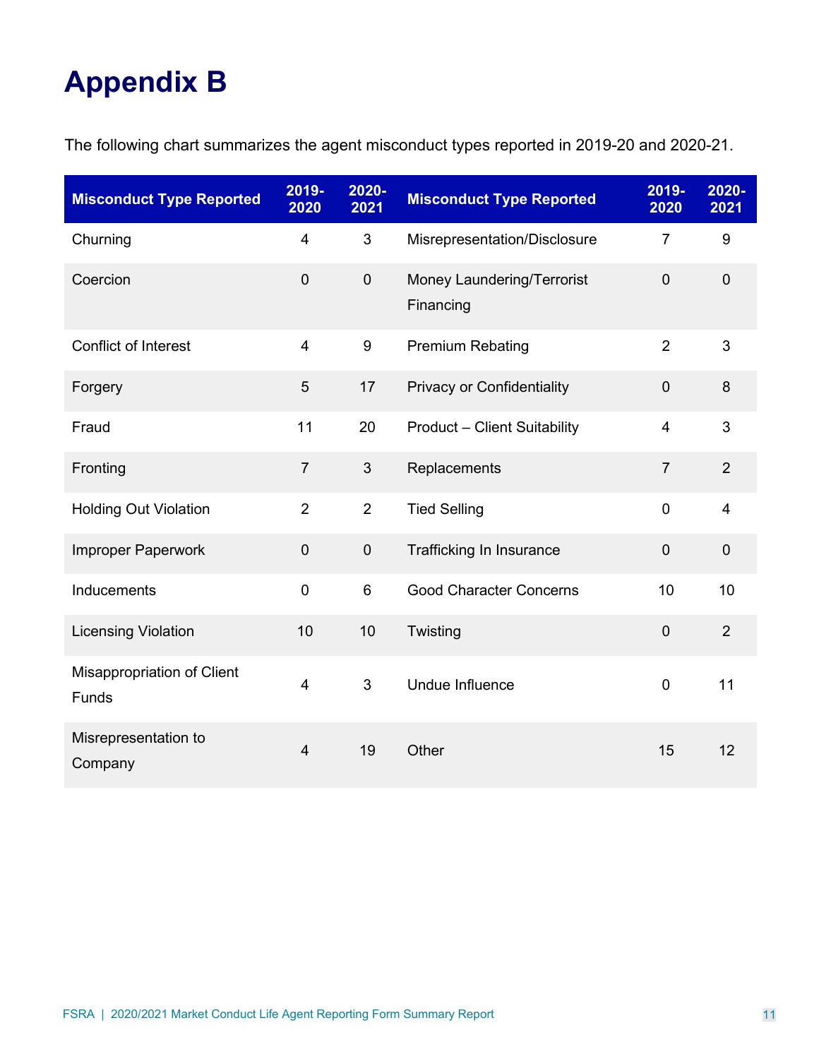# Appendix B

The following chart summarizes the agent misconduct types reported in 2019-20 and 2020-21.

| Misconduct Type Reported | 2019-2020 | 2020-2021 | Misconduct Type Reported | 2019-2020 | 2020-2021 |
|---|---|---|---|---|---|
| Churning | 4 | 3 | Misrepresentation/Disclosure | 7 | 9 |
| Coercion | 0 | 0 | Money Laundering/Terrorist Financing | 0 | 0 |
| Conflict of Interest | 4 | 9 | Premium Rebating | 2 | 3 |
| Forgery | 5 | 17 | Privacy or Confidentiality | 0 | 8 |
| Fraud | 11 | 20 | Product – Client Suitability | 4 | 3 |
| Fronting | 7 | 3 | Replacements | 7 | 2 |
| Holding Out Violation | 2 | 2 | Tied Selling | 0 | 4 |
| Improper Paperwork | 0 | 0 | Trafficking In Insurance | 0 | 0 |
| Inducements | 0 | 6 | Good Character Concerns | 10 | 10 |
| Licensing Violation | 10 | 10 | Twisting | 0 | 2 |
| Misappropriation of Client Funds | 4 | 3 | Undue Influence | 0 | 11 |
| Misrepresentation to Company | 4 | 19 | Other | 15 | 12 |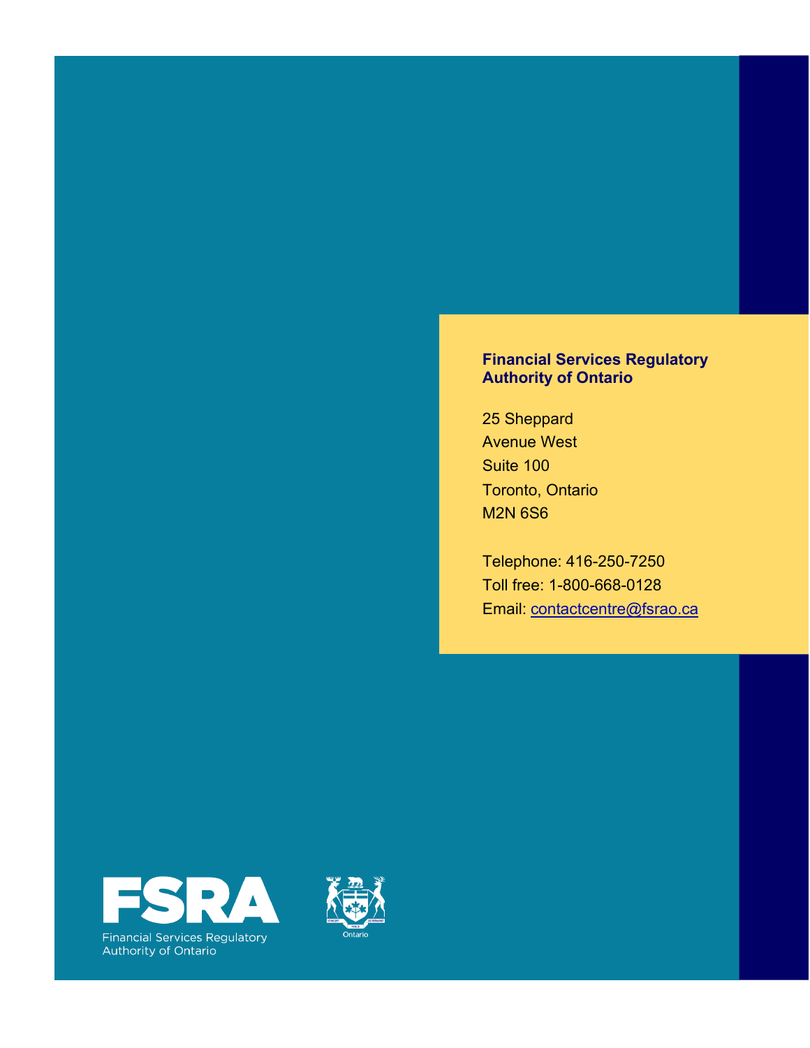**Financial Services Regulatory Authority of Ontario**

25 Sheppard
Avenue West
Suite 100
Toronto, Ontario
M2N 6S6

Telephone: 416-250-7250
Toll free: 1-800-668-0128
Email: contactcentre@fsrao.ca

FSRA
Financial Services Regulatory
Authority of Ontario

Ontario